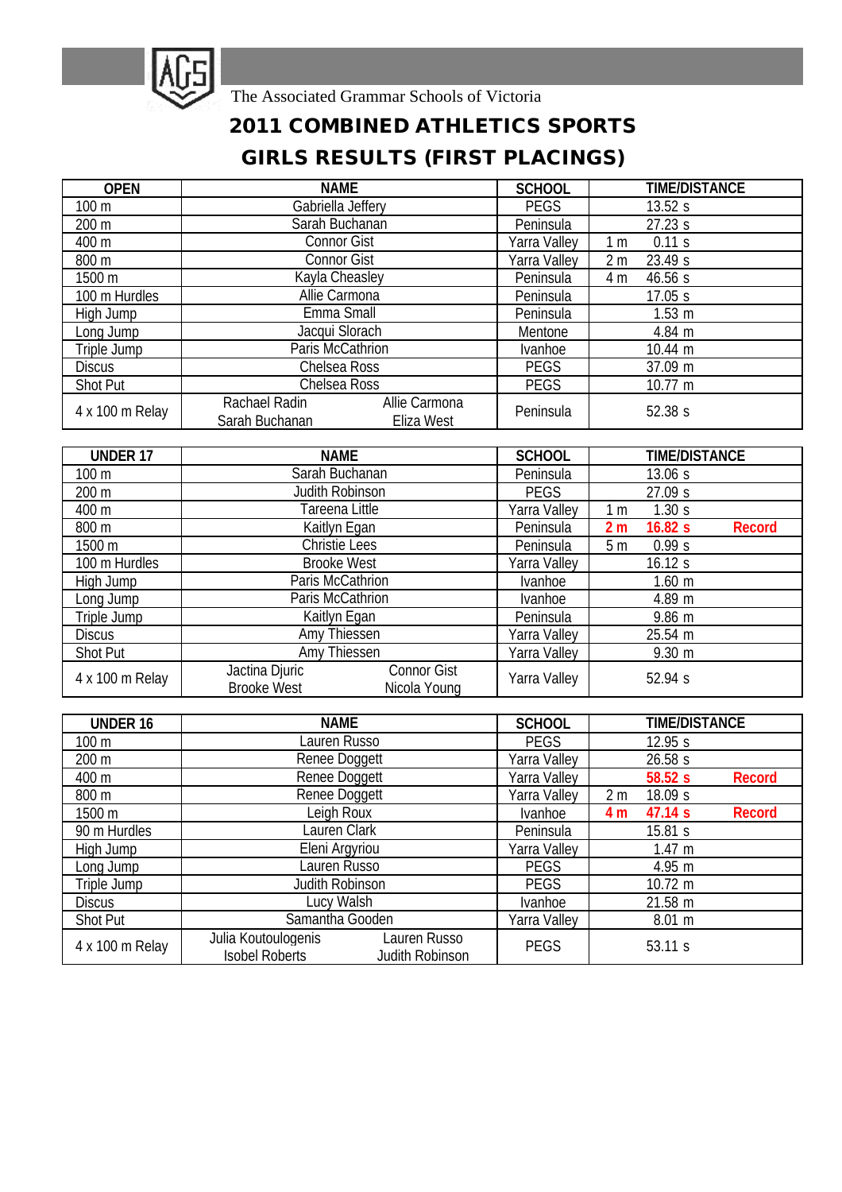The Associated Grammar Schools of Victoria

# 2011 COMBINED ATHLETICS SPORTS

## GIRLS RESULTS (FIRST PLACINGS)

| OPEN | NAME | SCHOOL | TIME/DISTANCE | | |
|---|---|---|---|---|---|
| 100 m | Gabriella Jeffery | PEGS | | 13.52 s | |
| 200 m | Sarah Buchanan | Peninsula | | 27.23 s | |
| 400 m | Connor Gist | Yarra Valley | 1 m | 0.11 s | |
| 800 m | Connor Gist | Yarra Valley | 2 m | 23.49 s | |
| 1500 m | Kayla Cheasley | Peninsula | 4 m | 46.56 s | |
| 100 m Hurdles | Allie Carmona | Peninsula | | 17.05 s | |
| High Jump | Emma Small | Peninsula | | 1.53 m | |
| Long Jump | Jacqui Slorach | Mentone | | 4.84 m | |
| Triple Jump | Paris McCathrion | Ivanhoe | | 10.44 m | |
| Discus | Chelsea Ross | PEGS | | 37.09 m | |
| Shot Put | Chelsea Ross | PEGS | | 10.77 m | |
| 4 x 100 m Relay | Rachael Radin, Allie Carmona, Sarah Buchanan, Eliza West | Peninsula | | 52.38 s | |

| UNDER 17 | NAME | SCHOOL | TIME/DISTANCE | | |
|---|---|---|---|---|---|
| 100 m | Sarah Buchanan | Peninsula | | 13.06 s | |
| 200 m | Judith Robinson | PEGS | | 27.09 s | |
| 400 m | Tareena Little | Yarra Valley | 1 m | 1.30 s | |
| 800 m | Kaitlyn Egan | Peninsula | **2 m** | **16.82 s** | **Record** |
| 1500 m | Christie Lees | Peninsula | 5 m | 0.99 s | |
| 100 m Hurdles | Brooke West | Yarra Valley | | 16.12 s | |
| High Jump | Paris McCathrion | Ivanhoe | | 1.60 m | |
| Long Jump | Paris McCathrion | Ivanhoe | | 4.89 m | |
| Triple Jump | Kaitlyn Egan | Peninsula | | 9.86 m | |
| Discus | Amy Thiessen | Yarra Valley | | 25.54 m | |
| Shot Put | Amy Thiessen | Yarra Valley | | 9.30 m | |
| 4 x 100 m Relay | Jactina Djuric, Connor Gist, Brooke West, Nicola Young | Yarra Valley | | 52.94 s | |

| UNDER 16 | NAME | SCHOOL | TIME/DISTANCE | | |
|---|---|---|---|---|---|
| 100 m | Lauren Russo | PEGS | | 12.95 s | |
| 200 m | Renee Doggett | Yarra Valley | | 26.58 s | |
| 400 m | Renee Doggett | Yarra Valley | | **58.52 s** | **Record** |
| 800 m | Renee Doggett | Yarra Valley | 2 m | 18.09 s | |
| 1500 m | Leigh Roux | Ivanhoe | **4 m** | **47.14 s** | **Record** |
| 90 m Hurdles | Lauren Clark | Peninsula | | 15.81 s | |
| High Jump | Eleni Argyriou | Yarra Valley | | 1.47 m | |
| Long Jump | Lauren Russo | PEGS | | 4.95 m | |
| Triple Jump | Judith Robinson | PEGS | | 10.72 m | |
| Discus | Lucy Walsh | Ivanhoe | | 21.58 m | |
| Shot Put | Samantha Gooden | Yarra Valley | | 8.01 m | |
| 4 x 100 m Relay | Julia Koutoulogenis, Lauren Russo, Isobel Roberts, Judith Robinson | PEGS | | 53.11 s | |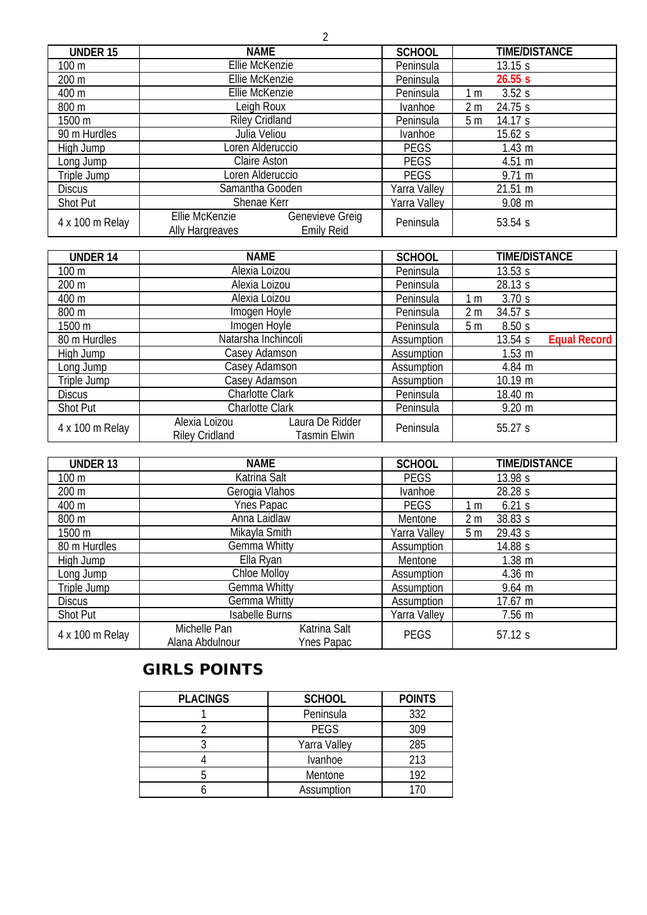| UNDER 15 | NAME | SCHOOL | TIME/DISTANCE |
|---|---|---|---|
| 100 m | Ellie McKenzie | Peninsula | 13.15 s |
| 200 m | Ellie McKenzie | Peninsula | **26.55 s** |
| 400 m | Ellie McKenzie | Peninsula | 1 m 3.52 s |
| 800 m | Leigh Roux | Ivanhoe | 2 m 24.75 s |
| 1500 m | Riley Cridland | Peninsula | 5 m 14.17 s |
| 90 m Hurdles | Julia Veliou | Ivanhoe | 15.62 s |
| High Jump | Loren Alderuccio | PEGS | 1.43 m |
| Long Jump | Claire Aston | PEGS | 4.51 m |
| Triple Jump | Loren Alderuccio | PEGS | 9.71 m |
| Discus | Samantha Gooden | Yarra Valley | 21.51 m |
| Shot Put | Shenae Kerr | Yarra Valley | 9.08 m |
| 4 x 100 m Relay | Ellie McKenzie, Genevieve Greig, Ally Hargreaves, Emily Reid | Peninsula | 53.54 s |

| UNDER 14 | NAME | SCHOOL | TIME/DISTANCE |
|---|---|---|---|
| 100 m | Alexia Loizou | Peninsula | 13.53 s |
| 200 m | Alexia Loizou | Peninsula | 28.13 s |
| 400 m | Alexia Loizou | Peninsula | 1 m 3.70 s |
| 800 m | Imogen Hoyle | Peninsula | 2 m 34.57 s |
| 1500 m | Imogen Hoyle | Peninsula | 5 m 8.50 s |
| 80 m Hurdles | Natarsha Inchincoli | Assumption | 13.54 s **Equal Record** |
| High Jump | Casey Adamson | Assumption | 1.53 m |
| Long Jump | Casey Adamson | Assumption | 4.84 m |
| Triple Jump | Casey Adamson | Assumption | 10.19 m |
| Discus | Charlotte Clark | Peninsula | 18.40 m |
| Shot Put | Charlotte Clark | Peninsula | 9.20 m |
| 4 x 100 m Relay | Alexia Loizou, Laura De Ridder, Riley Cridland, Tasmin Elwin | Peninsula | 55.27 s |

| UNDER 13 | NAME | SCHOOL | TIME/DISTANCE |
|---|---|---|---|
| 100 m | Katrina Salt | PEGS | 13.98 s |
| 200 m | Gerogia Vlahos | Ivanhoe | 28.28 s |
| 400 m | Ynes Papac | PEGS | 1 m 6.21 s |
| 800 m | Anna Laidlaw | Mentone | 2 m 38.83 s |
| 1500 m | Mikayla Smith | Yarra Valley | 5 m 29.43 s |
| 80 m Hurdles | Gemma Whitty | Assumption | 14.88 s |
| High Jump | Ella Ryan | Mentone | 1.38 m |
| Long Jump | Chloe Molloy | Assumption | 4.36 m |
| Triple Jump | Gemma Whitty | Assumption | 9.64 m |
| Discus | Gemma Whitty | Assumption | 17.67 m |
| Shot Put | Isabelle Burns | Yarra Valley | 7.56 m |
| 4 x 100 m Relay | Michelle Pan, Katrina Salt, Alana Abdulnour, Ynes Papac | PEGS | 57.12 s |

## GIRLS POINTS

| PLACINGS | SCHOOL | POINTS |
|---|---|---|
| 1 | Peninsula | 332 |
| 2 | PEGS | 309 |
| 3 | Yarra Valley | 285 |
| 4 | Ivanhoe | 213 |
| 5 | Mentone | 192 |
| 6 | Assumption | 170 |